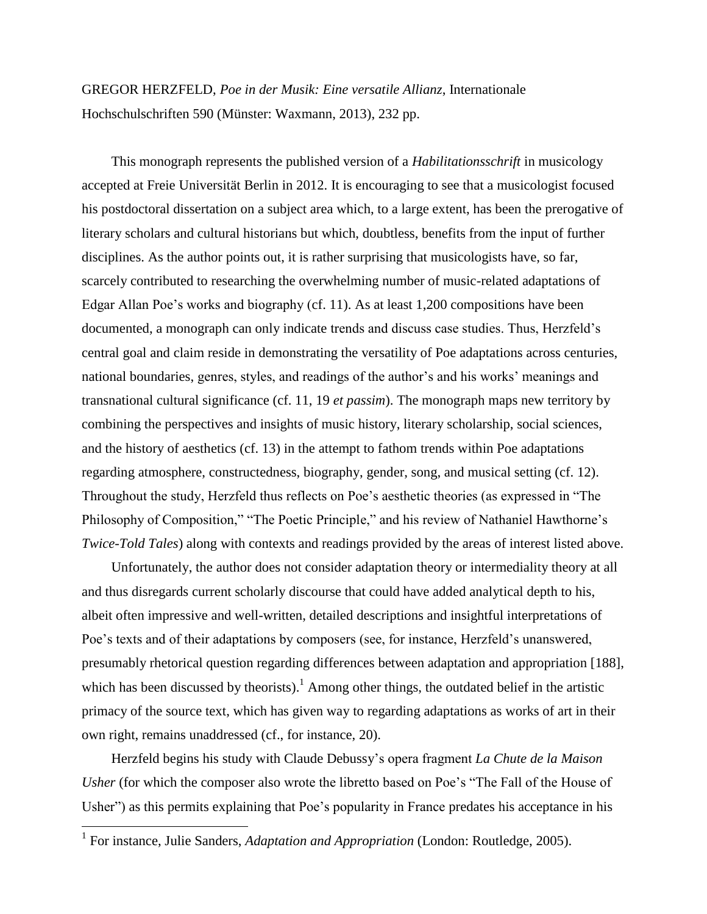GREGOR HERZFELD, *Poe in der Musik: Eine versatile Allianz*, Internationale Hochschulschriften 590 (Münster: Waxmann, 2013), 232 pp.

This monograph represents the published version of a *Habilitationsschrift* in musicology accepted at Freie Universität Berlin in 2012. It is encouraging to see that a musicologist focused his postdoctoral dissertation on a subject area which, to a large extent, has been the prerogative of literary scholars and cultural historians but which, doubtless, benefits from the input of further disciplines. As the author points out, it is rather surprising that musicologists have, so far, scarcely contributed to researching the overwhelming number of music-related adaptations of Edgar Allan Poe's works and biography (cf. 11). As at least 1,200 compositions have been documented, a monograph can only indicate trends and discuss case studies. Thus, Herzfeld's central goal and claim reside in demonstrating the versatility of Poe adaptations across centuries, national boundaries, genres, styles, and readings of the author's and his works' meanings and transnational cultural significance (cf. 11, 19 *et passim*). The monograph maps new territory by combining the perspectives and insights of music history, literary scholarship, social sciences, and the history of aesthetics (cf. 13) in the attempt to fathom trends within Poe adaptations regarding atmosphere, constructedness, biography, gender, song, and musical setting (cf. 12). Throughout the study, Herzfeld thus reflects on Poe's aesthetic theories (as expressed in "The Philosophy of Composition," "The Poetic Principle," and his review of Nathaniel Hawthorne's *Twice-Told Tales*) along with contexts and readings provided by the areas of interest listed above.

Unfortunately, the author does not consider adaptation theory or intermediality theory at all and thus disregards current scholarly discourse that could have added analytical depth to his, albeit often impressive and well-written, detailed descriptions and insightful interpretations of Poe's texts and of their adaptations by composers (see, for instance, Herzfeld's unanswered, presumably rhetorical question regarding differences between adaptation and appropriation [188], which has been discussed by theorists).[1] Among other things, the outdated belief in the artistic primacy of the source text, which has given way to regarding adaptations as works of art in their own right, remains unaddressed (cf., for instance, 20).

Herzfeld begins his study with Claude Debussy's opera fragment *La Chute de la Maison Usher* (for which the composer also wrote the libretto based on Poe's "The Fall of the House of Usher") as this permits explaining that Poe's popularity in France predates his acceptance in his

[1] For instance, Julie Sanders, *Adaptation and Appropriation* (London: Routledge, 2005).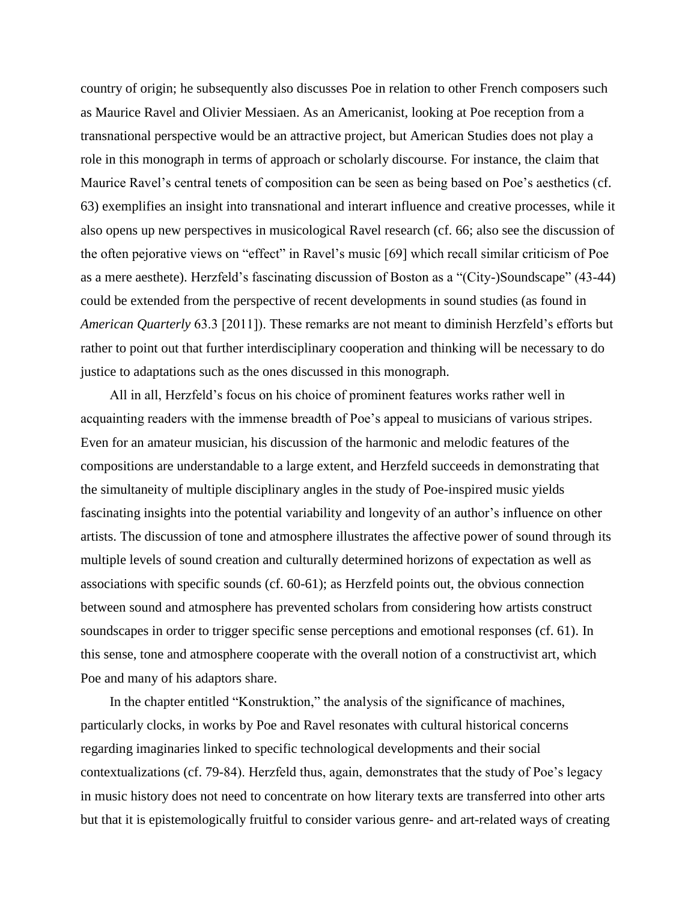country of origin; he subsequently also discusses Poe in relation to other French composers such as Maurice Ravel and Olivier Messiaen. As an Americanist, looking at Poe reception from a transnational perspective would be an attractive project, but American Studies does not play a role in this monograph in terms of approach or scholarly discourse. For instance, the claim that Maurice Ravel's central tenets of composition can be seen as being based on Poe's aesthetics (cf. 63) exemplifies an insight into transnational and interart influence and creative processes, while it also opens up new perspectives in musicological Ravel research (cf. 66; also see the discussion of the often pejorative views on "effect" in Ravel's music [69] which recall similar criticism of Poe as a mere aesthete). Herzfeld's fascinating discussion of Boston as a "(City-)Soundscape" (43-44) could be extended from the perspective of recent developments in sound studies (as found in *American Quarterly* 63.3 [2011]). These remarks are not meant to diminish Herzfeld's efforts but rather to point out that further interdisciplinary cooperation and thinking will be necessary to do justice to adaptations such as the ones discussed in this monograph.

All in all, Herzfeld's focus on his choice of prominent features works rather well in acquainting readers with the immense breadth of Poe's appeal to musicians of various stripes. Even for an amateur musician, his discussion of the harmonic and melodic features of the compositions are understandable to a large extent, and Herzfeld succeeds in demonstrating that the simultaneity of multiple disciplinary angles in the study of Poe-inspired music yields fascinating insights into the potential variability and longevity of an author's influence on other artists. The discussion of tone and atmosphere illustrates the affective power of sound through its multiple levels of sound creation and culturally determined horizons of expectation as well as associations with specific sounds (cf. 60-61); as Herzfeld points out, the obvious connection between sound and atmosphere has prevented scholars from considering how artists construct soundscapes in order to trigger specific sense perceptions and emotional responses (cf. 61). In this sense, tone and atmosphere cooperate with the overall notion of a constructivist art, which Poe and many of his adaptors share.

In the chapter entitled "Konstruktion," the analysis of the significance of machines, particularly clocks, in works by Poe and Ravel resonates with cultural historical concerns regarding imaginaries linked to specific technological developments and their social contextualizations (cf. 79-84). Herzfeld thus, again, demonstrates that the study of Poe's legacy in music history does not need to concentrate on how literary texts are transferred into other arts but that it is epistemologically fruitful to consider various genre- and art-related ways of creating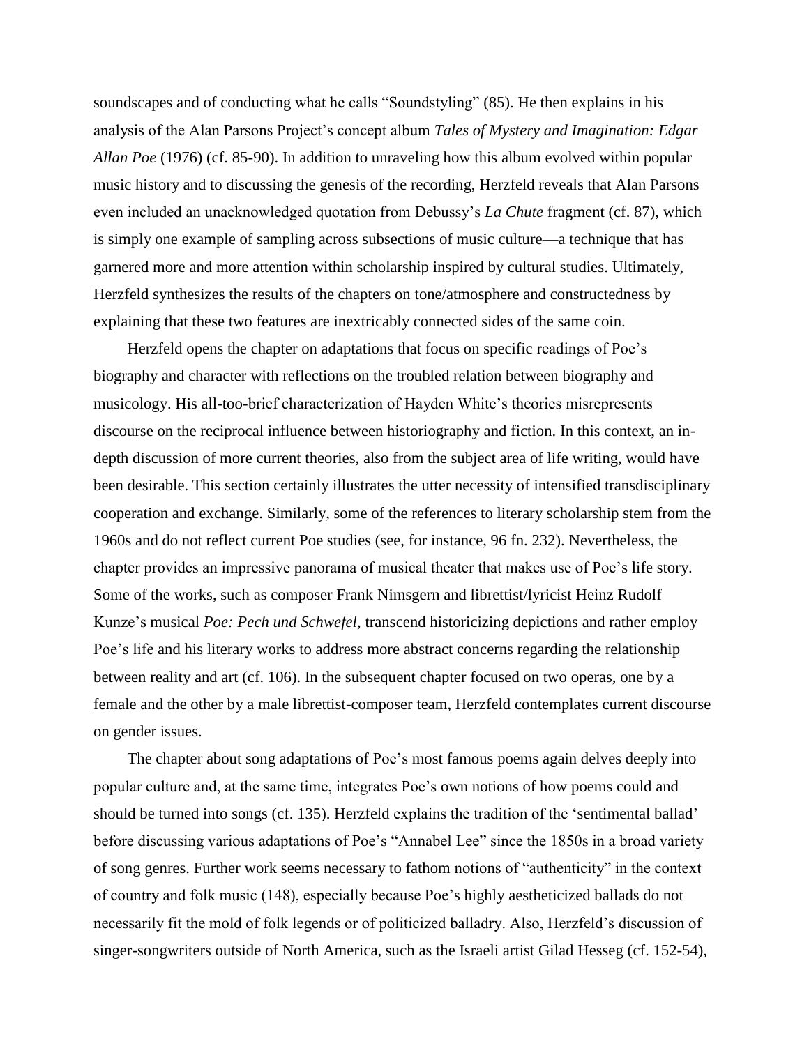soundscapes and of conducting what he calls "Soundstyling" (85). He then explains in his analysis of the Alan Parsons Project's concept album *Tales of Mystery and Imagination: Edgar Allan Poe* (1976) (cf. 85-90). In addition to unraveling how this album evolved within popular music history and to discussing the genesis of the recording, Herzfeld reveals that Alan Parsons even included an unacknowledged quotation from Debussy's *La Chute* fragment (cf. 87), which is simply one example of sampling across subsections of music culture—a technique that has garnered more and more attention within scholarship inspired by cultural studies. Ultimately, Herzfeld synthesizes the results of the chapters on tone/atmosphere and constructedness by explaining that these two features are inextricably connected sides of the same coin.

Herzfeld opens the chapter on adaptations that focus on specific readings of Poe's biography and character with reflections on the troubled relation between biography and musicology. His all-too-brief characterization of Hayden White's theories misrepresents discourse on the reciprocal influence between historiography and fiction. In this context, an in-depth discussion of more current theories, also from the subject area of life writing, would have been desirable. This section certainly illustrates the utter necessity of intensified transdisciplinary cooperation and exchange. Similarly, some of the references to literary scholarship stem from the 1960s and do not reflect current Poe studies (see, for instance, 96 fn. 232). Nevertheless, the chapter provides an impressive panorama of musical theater that makes use of Poe's life story. Some of the works, such as composer Frank Nimsgern and librettist/lyricist Heinz Rudolf Kunze's musical *Poe: Pech und Schwefel*, transcend historicizing depictions and rather employ Poe's life and his literary works to address more abstract concerns regarding the relationship between reality and art (cf. 106). In the subsequent chapter focused on two operas, one by a female and the other by a male librettist-composer team, Herzfeld contemplates current discourse on gender issues.

The chapter about song adaptations of Poe's most famous poems again delves deeply into popular culture and, at the same time, integrates Poe's own notions of how poems could and should be turned into songs (cf. 135). Herzfeld explains the tradition of the 'sentimental ballad' before discussing various adaptations of Poe's "Annabel Lee" since the 1850s in a broad variety of song genres. Further work seems necessary to fathom notions of "authenticity" in the context of country and folk music (148), especially because Poe's highly aestheticized ballads do not necessarily fit the mold of folk legends or of politicized balladry. Also, Herzfeld's discussion of singer-songwriters outside of North America, such as the Israeli artist Gilad Hesseg (cf. 152-54),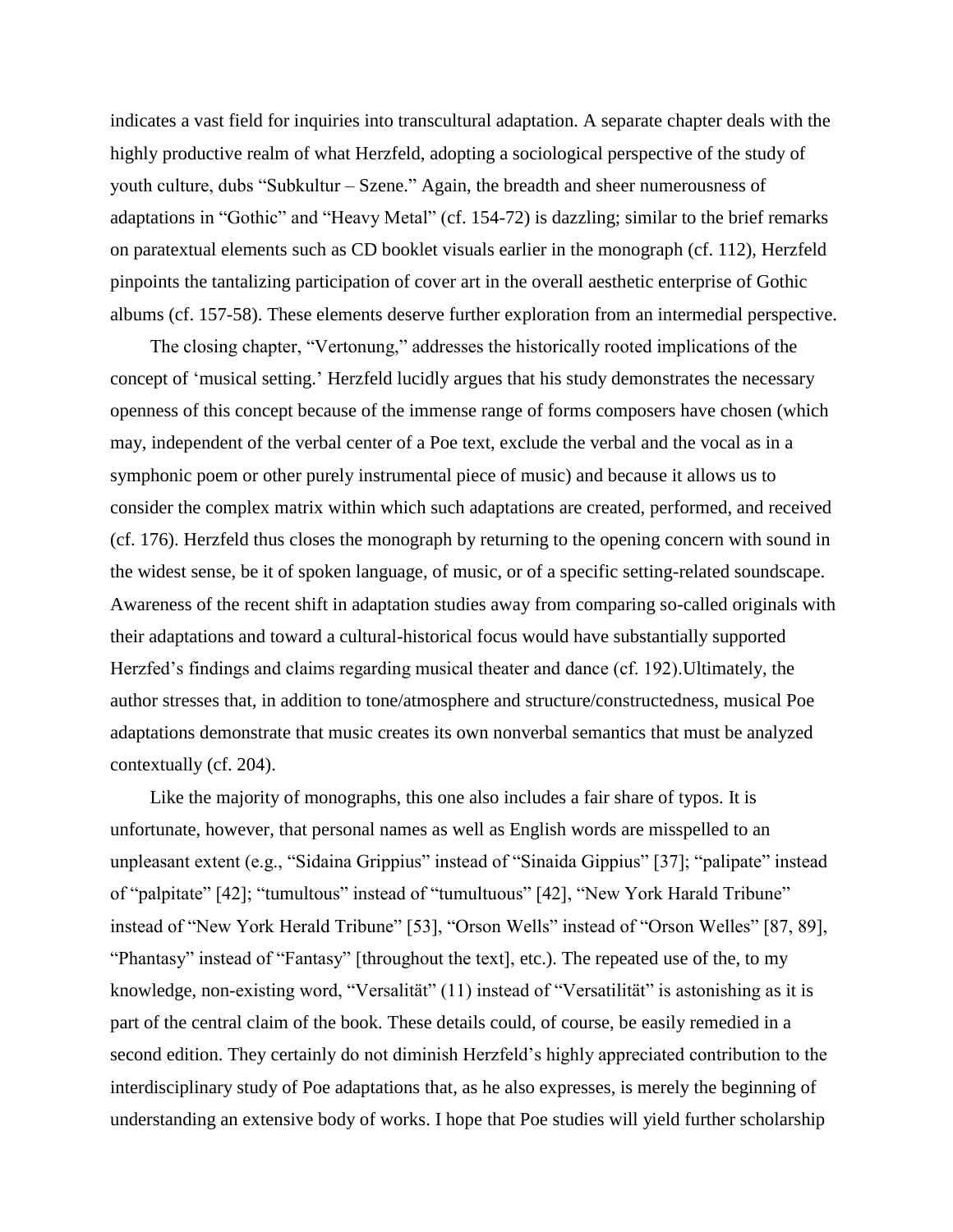indicates a vast field for inquiries into transcultural adaptation. A separate chapter deals with the highly productive realm of what Herzfeld, adopting a sociological perspective of the study of youth culture, dubs "Subkultur – Szene." Again, the breadth and sheer numerousness of adaptations in "Gothic" and "Heavy Metal" (cf. 154-72) is dazzling; similar to the brief remarks on paratextual elements such as CD booklet visuals earlier in the monograph (cf. 112), Herzfeld pinpoints the tantalizing participation of cover art in the overall aesthetic enterprise of Gothic albums (cf. 157-58). These elements deserve further exploration from an intermedial perspective.

The closing chapter, "Vertonung," addresses the historically rooted implications of the concept of 'musical setting.' Herzfeld lucidly argues that his study demonstrates the necessary openness of this concept because of the immense range of forms composers have chosen (which may, independent of the verbal center of a Poe text, exclude the verbal and the vocal as in a symphonic poem or other purely instrumental piece of music) and because it allows us to consider the complex matrix within which such adaptations are created, performed, and received (cf. 176). Herzfeld thus closes the monograph by returning to the opening concern with sound in the widest sense, be it of spoken language, of music, or of a specific setting-related soundscape. Awareness of the recent shift in adaptation studies away from comparing so-called originals with their adaptations and toward a cultural-historical focus would have substantially supported Herzfed's findings and claims regarding musical theater and dance (cf. 192).Ultimately, the author stresses that, in addition to tone/atmosphere and structure/constructedness, musical Poe adaptations demonstrate that music creates its own nonverbal semantics that must be analyzed contextually (cf. 204).

Like the majority of monographs, this one also includes a fair share of typos. It is unfortunate, however, that personal names as well as English words are misspelled to an unpleasant extent (e.g., "Sidaina Grippius" instead of "Sinaida Gippius" [37]; "palipate" instead of "palpitate" [42]; "tumultous" instead of "tumultuous" [42], "New York Harald Tribune" instead of "New York Herald Tribune" [53], "Orson Wells" instead of "Orson Welles" [87, 89], "Phantasy" instead of "Fantasy" [throughout the text], etc.). The repeated use of the, to my knowledge, non-existing word, "Versalität" (11) instead of "Versatilität" is astonishing as it is part of the central claim of the book. These details could, of course, be easily remedied in a second edition. They certainly do not diminish Herzfeld's highly appreciated contribution to the interdisciplinary study of Poe adaptations that, as he also expresses, is merely the beginning of understanding an extensive body of works. I hope that Poe studies will yield further scholarship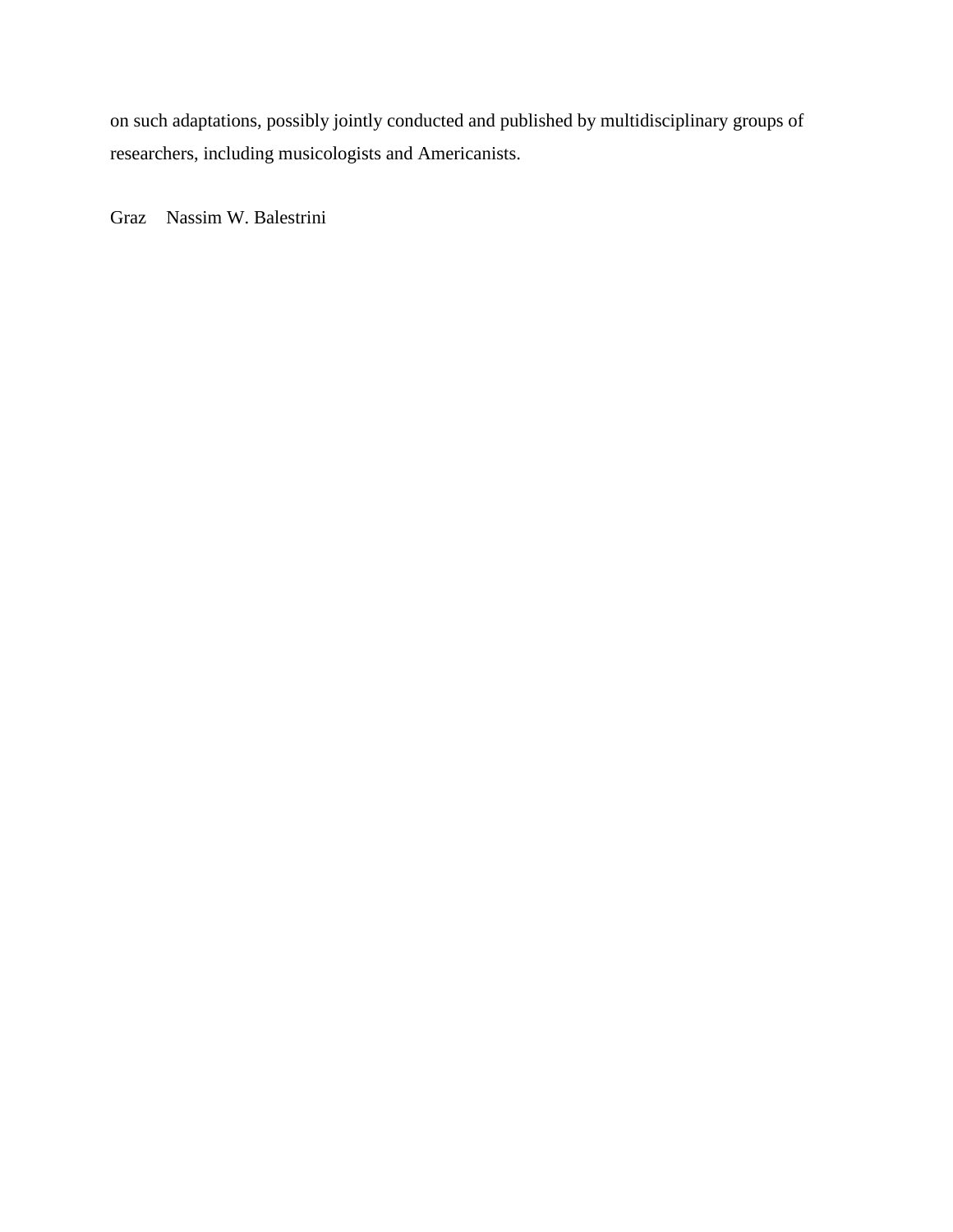on such adaptations, possibly jointly conducted and published by multidisciplinary groups of researchers, including musicologists and Americanists.

Graz Nassim W. Balestrini